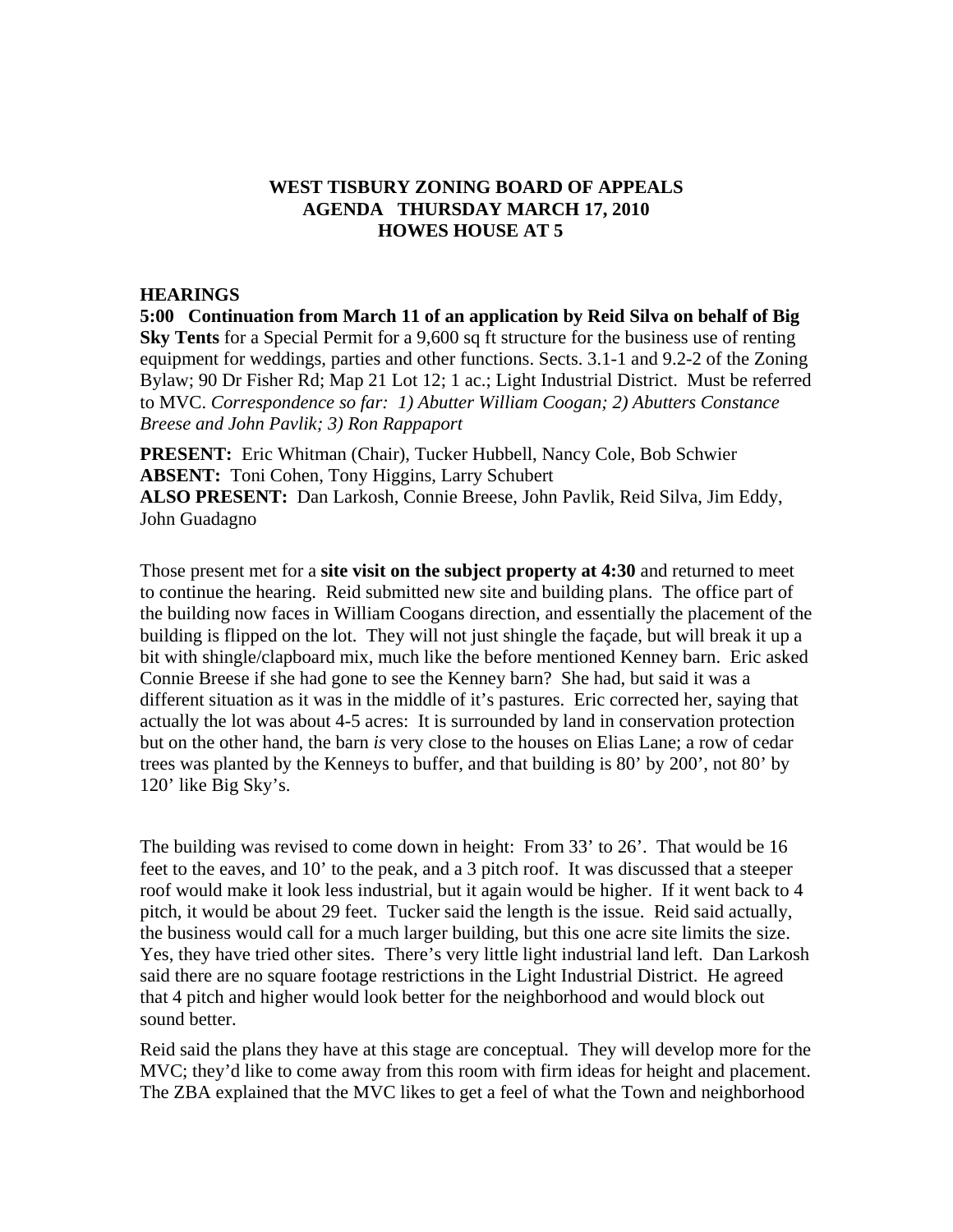**WEST TISBURY ZONING BOARD OF APPEALS**
**AGENDA THURSDAY MARCH 17, 2010**
**HOWES HOUSE AT 5**

**HEARINGS**

**5:00 Continuation from March 11 of an application by Reid Silva on behalf of Big Sky Tents** for a Special Permit for a 9,600 sq ft structure for the business use of renting equipment for weddings, parties and other functions. Sects. 3.1-1 and 9.2-2 of the Zoning Bylaw; 90 Dr Fisher Rd; Map 21 Lot 12; 1 ac.; Light Industrial District. Must be referred to MVC. *Correspondence so far: 1) Abutter William Coogan; 2) Abutters Constance Breese and John Pavlik; 3) Ron Rappaport*

**PRESENT:** Eric Whitman (Chair), Tucker Hubbell, Nancy Cole, Bob Schwier
**ABSENT:** Toni Cohen, Tony Higgins, Larry Schubert
**ALSO PRESENT:** Dan Larkosh, Connie Breese, John Pavlik, Reid Silva, Jim Eddy, John Guadagno

Those present met for a **site visit on the subject property at 4:30** and returned to meet to continue the hearing. Reid submitted new site and building plans. The office part of the building now faces in William Coogans direction, and essentially the placement of the building is flipped on the lot. They will not just shingle the façade, but will break it up a bit with shingle/clapboard mix, much like the before mentioned Kenney barn. Eric asked Connie Breese if she had gone to see the Kenney barn? She had, but said it was a different situation as it was in the middle of it's pastures. Eric corrected her, saying that actually the lot was about 4-5 acres: It is surrounded by land in conservation protection but on the other hand, the barn *is* very close to the houses on Elias Lane; a row of cedar trees was planted by the Kenneys to buffer, and that building is 80' by 200', not 80' by 120' like Big Sky's.

The building was revised to come down in height: From 33' to 26'. That would be 16 feet to the eaves, and 10' to the peak, and a 3 pitch roof. It was discussed that a steeper roof would make it look less industrial, but it again would be higher. If it went back to 4 pitch, it would be about 29 feet. Tucker said the length is the issue. Reid said actually, the business would call for a much larger building, but this one acre site limits the size. Yes, they have tried other sites. There's very little light industrial land left. Dan Larkosh said there are no square footage restrictions in the Light Industrial District. He agreed that 4 pitch and higher would look better for the neighborhood and would block out sound better.

Reid said the plans they have at this stage are conceptual. They will develop more for the MVC; they'd like to come away from this room with firm ideas for height and placement. The ZBA explained that the MVC likes to get a feel of what the Town and neighborhood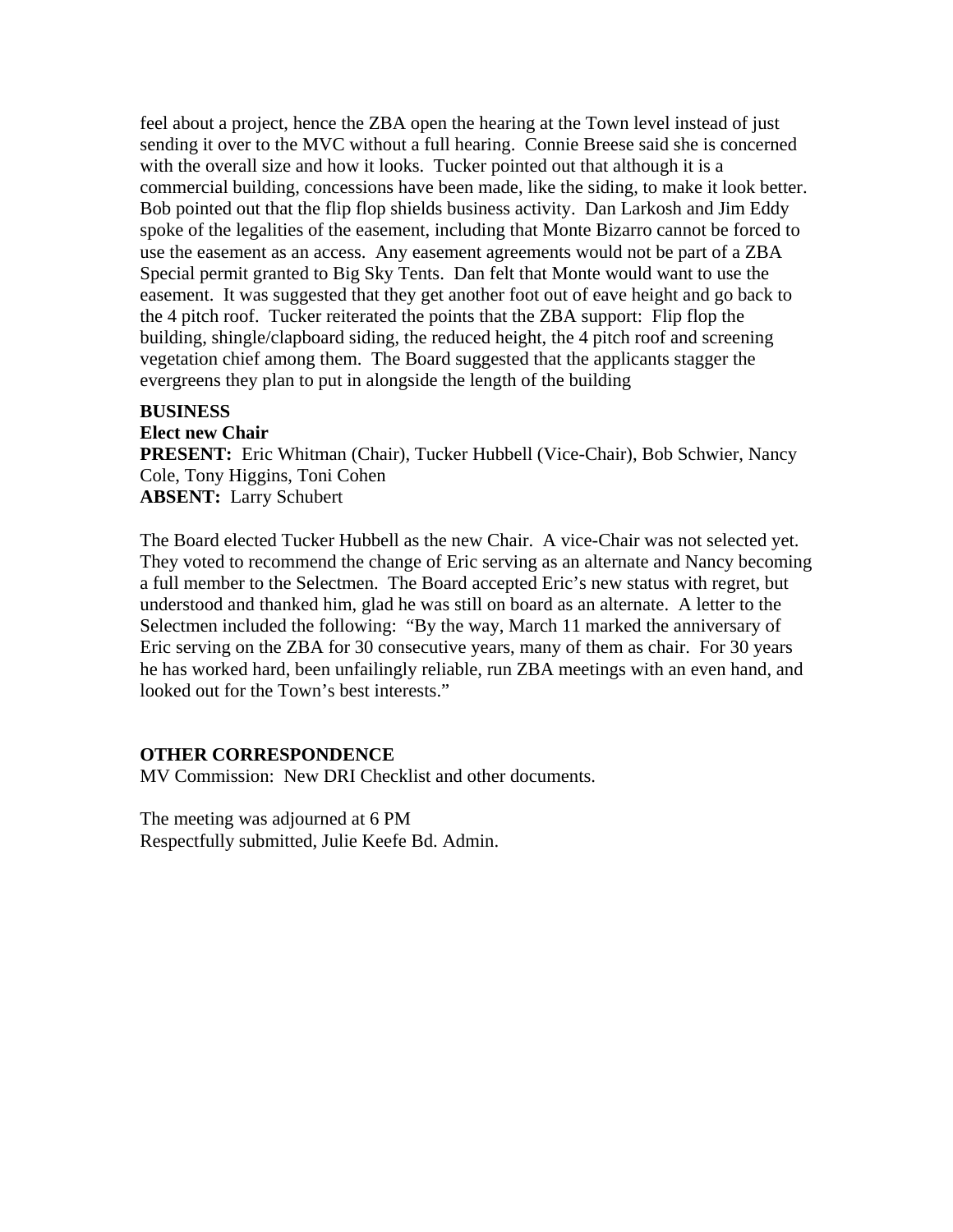feel about a project, hence the ZBA open the hearing at the Town level instead of just sending it over to the MVC without a full hearing. Connie Breese said she is concerned with the overall size and how it looks. Tucker pointed out that although it is a commercial building, concessions have been made, like the siding, to make it look better. Bob pointed out that the flip flop shields business activity. Dan Larkosh and Jim Eddy spoke of the legalities of the easement, including that Monte Bizarro cannot be forced to use the easement as an access. Any easement agreements would not be part of a ZBA Special permit granted to Big Sky Tents. Dan felt that Monte would want to use the easement. It was suggested that they get another foot out of eave height and go back to the 4 pitch roof. Tucker reiterated the points that the ZBA support: Flip flop the building, shingle/clapboard siding, the reduced height, the 4 pitch roof and screening vegetation chief among them. The Board suggested that the applicants stagger the evergreens they plan to put in alongside the length of the building

**BUSINESS**

**Elect new Chair**

**PRESENT:** Eric Whitman (Chair), Tucker Hubbell (Vice-Chair), Bob Schwier, Nancy Cole, Tony Higgins, Toni Cohen

**ABSENT:** Larry Schubert

The Board elected Tucker Hubbell as the new Chair. A vice-Chair was not selected yet. They voted to recommend the change of Eric serving as an alternate and Nancy becoming a full member to the Selectmen. The Board accepted Eric's new status with regret, but understood and thanked him, glad he was still on board as an alternate. A letter to the Selectmen included the following: "By the way, March 11 marked the anniversary of Eric serving on the ZBA for 30 consecutive years, many of them as chair. For 30 years he has worked hard, been unfailingly reliable, run ZBA meetings with an even hand, and looked out for the Town's best interests."

**OTHER CORRESPONDENCE**

MV Commission: New DRI Checklist and other documents.

The meeting was adjourned at 6 PM

Respectfully submitted, Julie Keefe Bd. Admin.